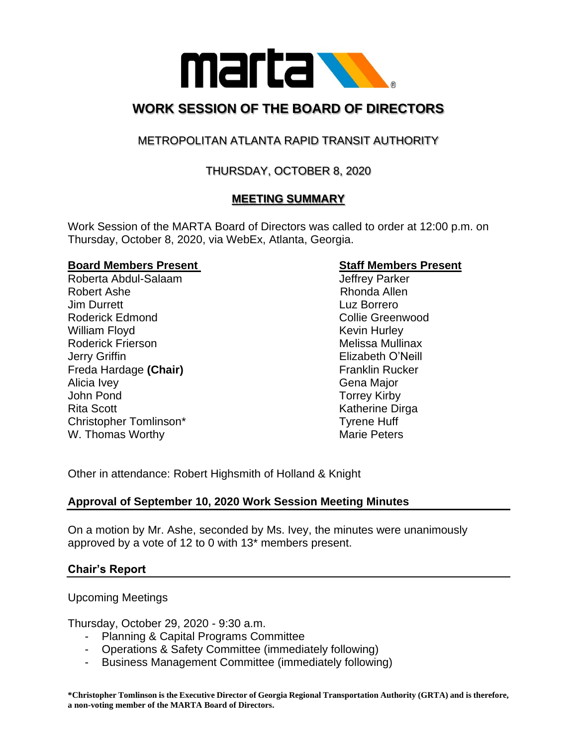# WORK SESSION OF THE BOARD OF DIRECTORS

## METROPOLITAN ATLANTA RAPID TRANSIT AUTHORITY

## THURSDAY, OCTOBER 8, 2020

## MEETING SUMMARY

Work Session of the MARTA Board of Directors was called to order at 12:00 p.m. on Thursday, October 8, 2020, via WebEx, Atlanta, Georgia.

**Board Members Present**

Roberta Abdul-Salaam
Robert Ashe
Jim Durrett
Roderick Edmond
William Floyd
Roderick Frierson
Jerry Griffin
Freda Hardage **(Chair)**
Alicia Ivey
John Pond
Rita Scott
Christopher Tomlinson*
W. Thomas Worthy

**Staff Members Present**

Jeffrey Parker
Rhonda Allen
Luz Borrero
Collie Greenwood
Kevin Hurley
Melissa Mullinax
Elizabeth O'Neill
Franklin Rucker
Gena Major
Torrey Kirby
Katherine Dirga
Tyrene Huff
Marie Peters

Other in attendance: Robert Highsmith of Holland & Knight

### Approval of September 10, 2020 Work Session Meeting Minutes

On a motion by Mr. Ashe, seconded by Ms. Ivey, the minutes were unanimously approved by a vote of 12 to 0 with 13* members present.

### Chair's Report

Upcoming Meetings

Thursday, October 29, 2020 - 9:30 a.m.

- Planning & Capital Programs Committee
- Operations & Safety Committee (immediately following)
- Business Management Committee (immediately following)

**\*Christopher Tomlinson is the Executive Director of Georgia Regional Transportation Authority (GRTA) and is therefore, a non-voting member of the MARTA Board of Directors.**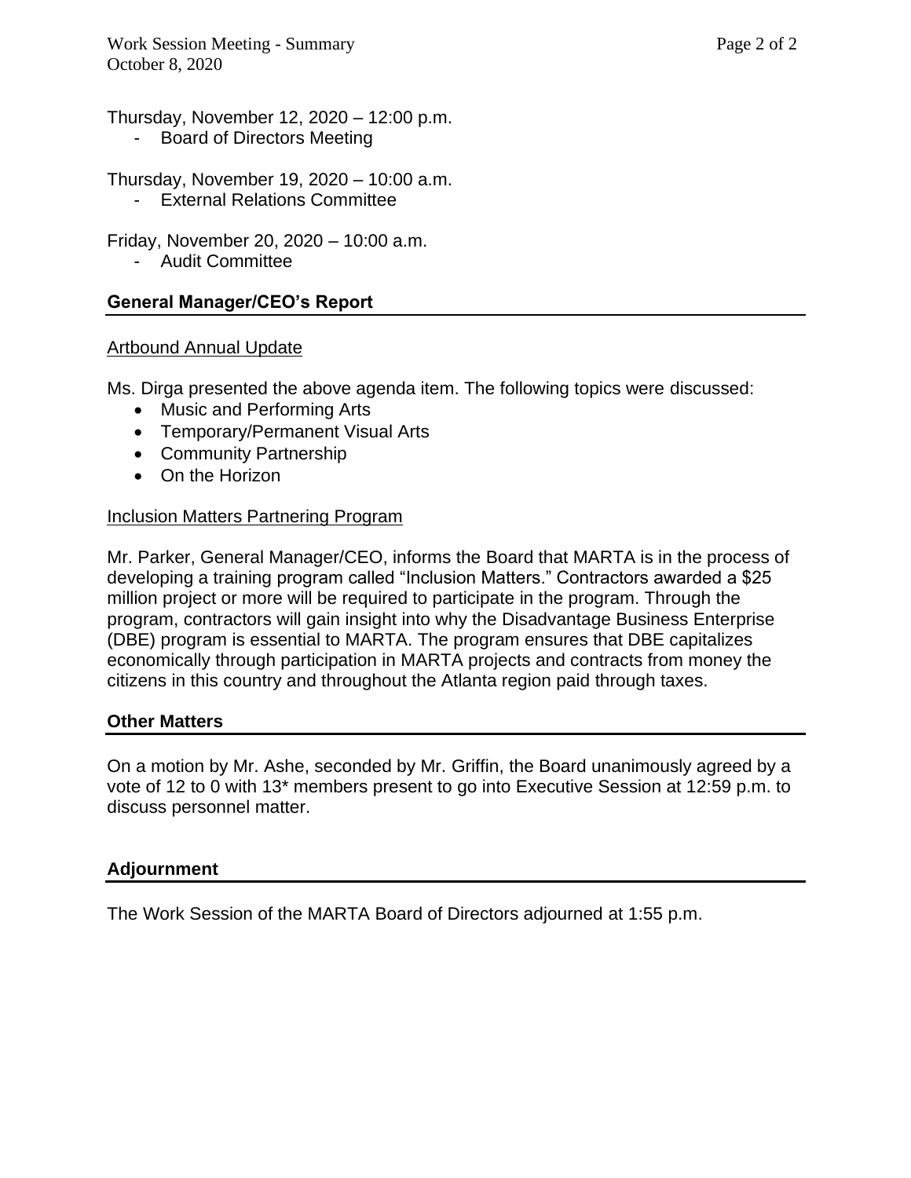Thursday, November 12, 2020 – 12:00 p.m.

- Board of Directors Meeting

Thursday, November 19, 2020 – 10:00 a.m.

- External Relations Committee

Friday, November 20, 2020 – 10:00 a.m.

- Audit Committee

## General Manager/CEO's Report

Artbound Annual Update

Ms. Dirga presented the above agenda item. The following topics were discussed:

- Music and Performing Arts
- Temporary/Permanent Visual Arts
- Community Partnership
- On the Horizon

Inclusion Matters Partnering Program

Mr. Parker, General Manager/CEO, informs the Board that MARTA is in the process of developing a training program called "Inclusion Matters." Contractors awarded a $25 million project or more will be required to participate in the program. Through the program, contractors will gain insight into why the Disadvantage Business Enterprise (DBE) program is essential to MARTA. The program ensures that DBE capitalizes economically through participation in MARTA projects and contracts from money the citizens in this country and throughout the Atlanta region paid through taxes.

## Other Matters

On a motion by Mr. Ashe, seconded by Mr. Griffin, the Board unanimously agreed by a vote of 12 to 0 with 13* members present to go into Executive Session at 12:59 p.m. to discuss personnel matter.

## Adjournment

The Work Session of the MARTA Board of Directors adjourned at 1:55 p.m.